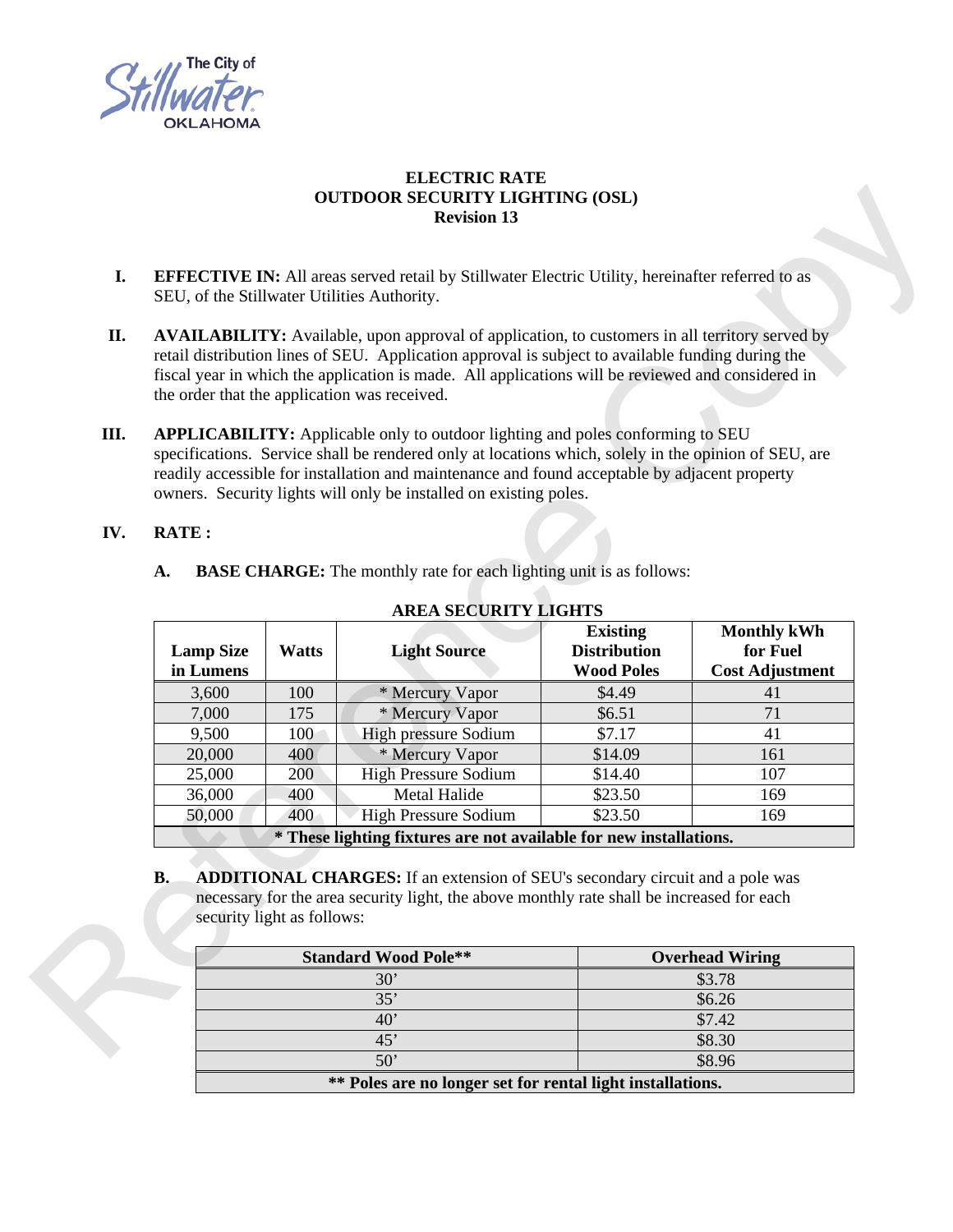The City of Stillwater OKLAHOMA

# ELECTRIC RATE
# OUTDOOR SECURITY LIGHTING (OSL)
## Revision 13

**I. EFFECTIVE IN:** All areas served retail by Stillwater Electric Utility, hereinafter referred to as SEU, of the Stillwater Utilities Authority.

**II. AVAILABILITY:** Available, upon approval of application, to customers in all territory served by retail distribution lines of SEU. Application approval is subject to available funding during the fiscal year in which the application is made. All applications will be reviewed and considered in the order that the application was received.

**III. APPLICABILITY:** Applicable only to outdoor lighting and poles conforming to SEU specifications. Service shall be rendered only at locations which, solely in the opinion of SEU, are readily accessible for installation and maintenance and found acceptable by adjacent property owners. Security lights will only be installed on existing poles.

**IV. RATE :**

**A. BASE CHARGE:** The monthly rate for each lighting unit is as follows:

**AREA SECURITY LIGHTS**

| Lamp Size in Lumens | Watts | Light Source | Existing Distribution Wood Poles | Monthly kWh for Fuel Cost Adjustment |
|---|---|---|---|---|
| 3,600 | 100 | * Mercury Vapor | $4.49 | 41 |
| 7,000 | 175 | * Mercury Vapor | $6.51 | 71 |
| 9,500 | 100 | High pressure Sodium | $7.17 | 41 |
| 20,000 | 400 | * Mercury Vapor | $14.09 | 161 |
| 25,000 | 200 | High Pressure Sodium | $14.40 | 107 |
| 36,000 | 400 | Metal Halide | $23.50 | 169 |
| 50,000 | 400 | High Pressure Sodium | $23.50 | 169 |
| **\* These lighting fixtures are not available for new installations.** | | | | |

**B. ADDITIONAL CHARGES:** If an extension of SEU's secondary circuit and a pole was necessary for the area security light, the above monthly rate shall be increased for each security light as follows:

| Standard Wood Pole** | Overhead Wiring |
|---|---|
| 30’ | $3.78 |
| 35’ | $6.26 |
| 40’ | $7.42 |
| 45’ | $8.30 |
| 50’ | $8.96 |
| **\*\* Poles are no longer set for rental light installations.** | |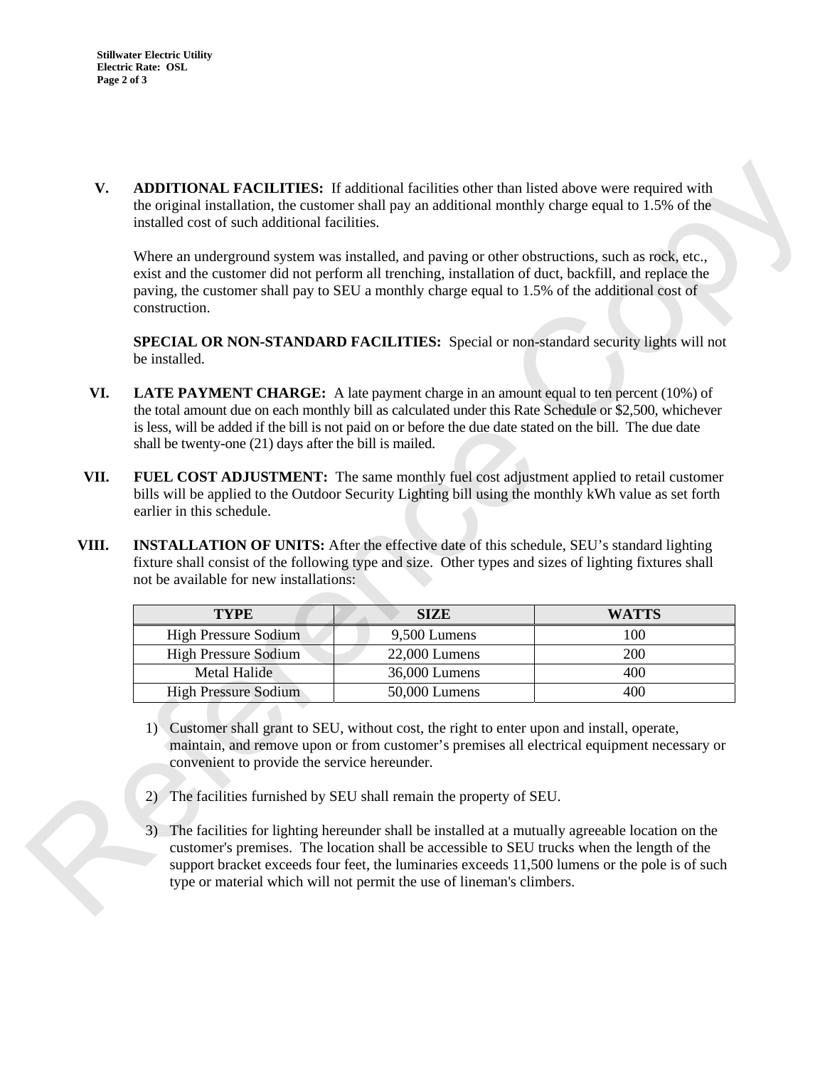**V. ADDITIONAL FACILITIES:** If additional facilities other than listed above were required with the original installation, the customer shall pay an additional monthly charge equal to 1.5% of the installed cost of such additional facilities.

Where an underground system was installed, and paving or other obstructions, such as rock, etc., exist and the customer did not perform all trenching, installation of duct, backfill, and replace the paving, the customer shall pay to SEU a monthly charge equal to 1.5% of the additional cost of construction.

**SPECIAL OR NON-STANDARD FACILITIES:** Special or non-standard security lights will not be installed.

**VI. LATE PAYMENT CHARGE:** A late payment charge in an amount equal to ten percent (10%) of the total amount due on each monthly bill as calculated under this Rate Schedule or $2,500, whichever is less, will be added if the bill is not paid on or before the due date stated on the bill. The due date shall be twenty-one (21) days after the bill is mailed.

**VII. FUEL COST ADJUSTMENT:** The same monthly fuel cost adjustment applied to retail customer bills will be applied to the Outdoor Security Lighting bill using the monthly kWh value as set forth earlier in this schedule.

**VIII. INSTALLATION OF UNITS:** After the effective date of this schedule, SEU's standard lighting fixture shall consist of the following type and size. Other types and sizes of lighting fixtures shall not be available for new installations:

| TYPE | SIZE | WATTS |
|---|---|---|
| High Pressure Sodium | 9,500 Lumens | 100 |
| High Pressure Sodium | 22,000 Lumens | 200 |
| Metal Halide | 36,000 Lumens | 400 |
| High Pressure Sodium | 50,000 Lumens | 400 |

1) Customer shall grant to SEU, without cost, the right to enter upon and install, operate, maintain, and remove upon or from customer's premises all electrical equipment necessary or convenient to provide the service hereunder.

2) The facilities furnished by SEU shall remain the property of SEU.

3) The facilities for lighting hereunder shall be installed at a mutually agreeable location on the customer's premises. The location shall be accessible to SEU trucks when the length of the support bracket exceeds four feet, the luminaries exceeds 11,500 lumens or the pole is of such type or material which will not permit the use of lineman's climbers.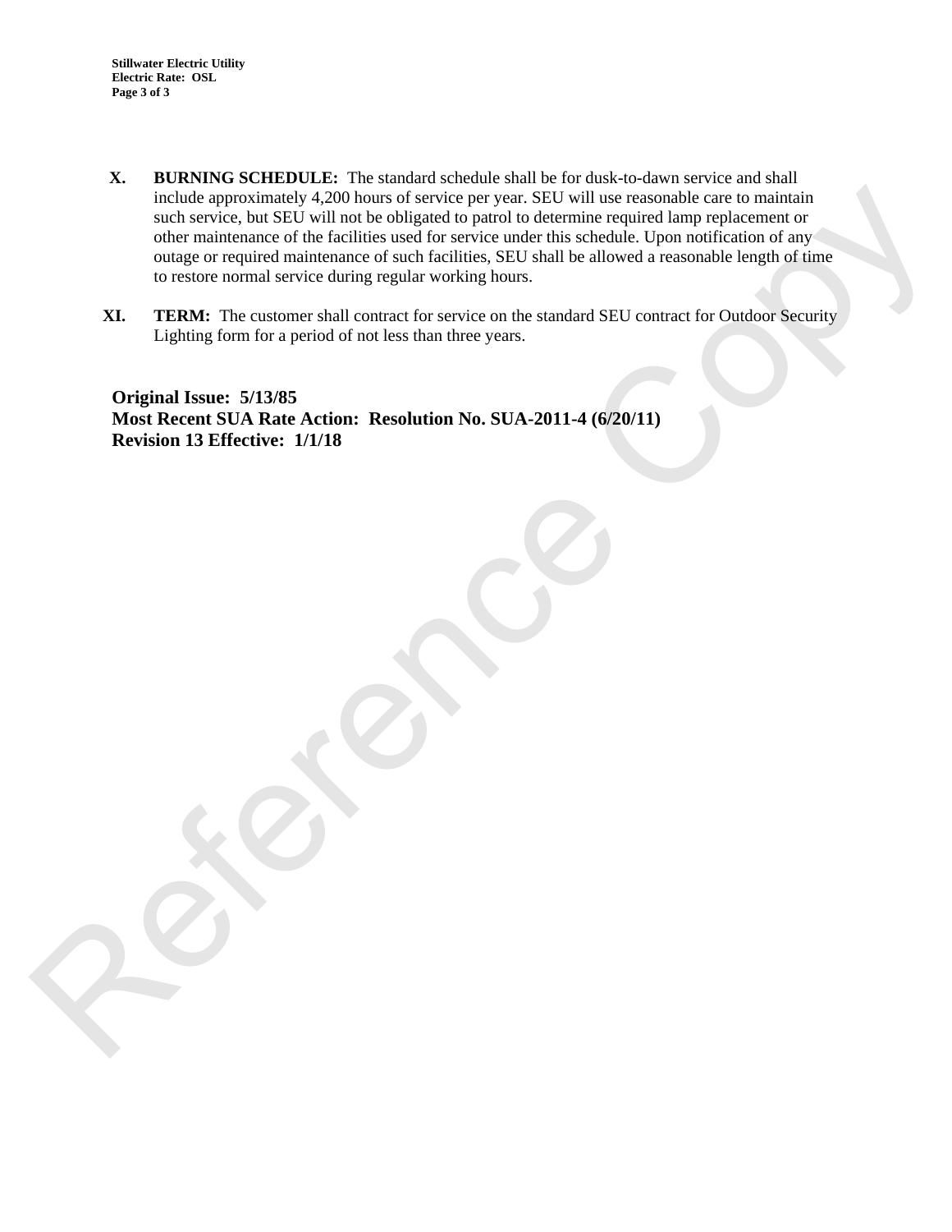X. **BURNING SCHEDULE:** The standard schedule shall be for dusk-to-dawn service and shall include approximately 4,200 hours of service per year. SEU will use reasonable care to maintain such service, but SEU will not be obligated to patrol to determine required lamp replacement or other maintenance of the facilities used for service under this schedule. Upon notification of any outage or required maintenance of such facilities, SEU shall be allowed a reasonable length of time to restore normal service during regular working hours.

XI. **TERM:** The customer shall contract for service on the standard SEU contract for Outdoor Security Lighting form for a period of not less than three years.

**Original Issue: 5/13/85**
**Most Recent SUA Rate Action: Resolution No. SUA-2011-4 (6/20/11)**
**Revision 13 Effective: 1/1/18**